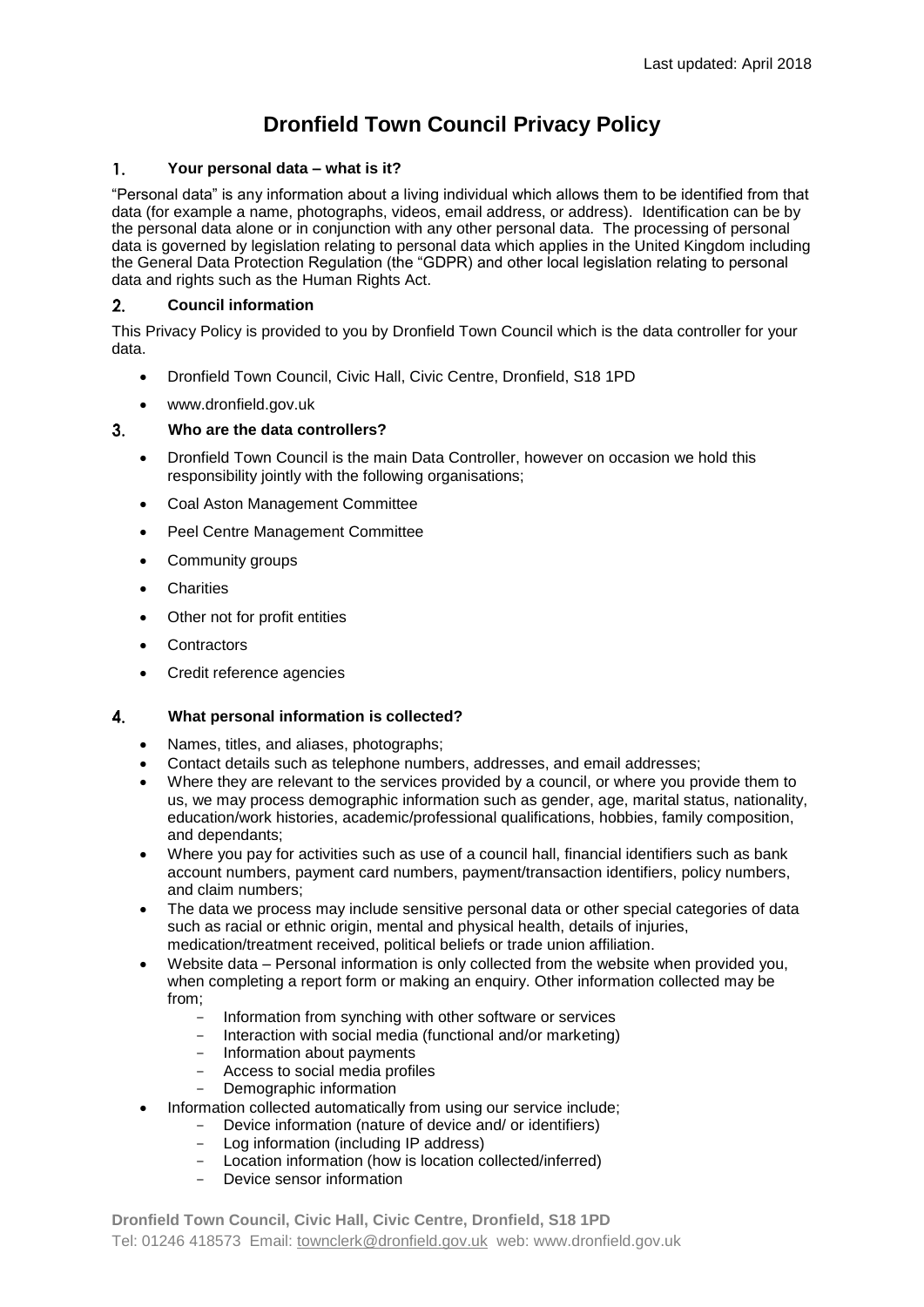Last updated: April 2018

# Dronfield Town Council Privacy Policy

## 1. Your personal data – what is it?

"Personal data" is any information about a living individual which allows them to be identified from that data (for example a name, photographs, videos, email address, or address). Identification can be by the personal data alone or in conjunction with any other personal data. The processing of personal data is governed by legislation relating to personal data which applies in the United Kingdom including the General Data Protection Regulation (the "GDPR) and other local legislation relating to personal data and rights such as the Human Rights Act.

## 2. Council information

This Privacy Policy is provided to you by Dronfield Town Council which is the data controller for your data.

- Dronfield Town Council, Civic Hall, Civic Centre, Dronfield, S18 1PD
- www.dronfield.gov.uk

## 3. Who are the data controllers?

- Dronfield Town Council is the main Data Controller, however on occasion we hold this responsibility jointly with the following organisations;
- Coal Aston Management Committee
- Peel Centre Management Committee
- Community groups
- Charities
- Other not for profit entities
- Contractors
- Credit reference agencies

## 4. What personal information is collected?

- Names, titles, and aliases, photographs;
- Contact details such as telephone numbers, addresses, and email addresses;
- Where they are relevant to the services provided by a council, or where you provide them to us, we may process demographic information such as gender, age, marital status, nationality, education/work histories, academic/professional qualifications, hobbies, family composition, and dependants;
- Where you pay for activities such as use of a council hall, financial identifiers such as bank account numbers, payment card numbers, payment/transaction identifiers, policy numbers, and claim numbers;
- The data we process may include sensitive personal data or other special categories of data such as racial or ethnic origin, mental and physical health, details of injuries, medication/treatment received, political beliefs or trade union affiliation.
- Website data – Personal information is only collected from the website when provided you, when completing a report form or making an enquiry. Other information collected may be from;
  - Information from synching with other software or services
  - Interaction with social media (functional and/or marketing)
  - Information about payments
  - Access to social media profiles
  - Demographic information
- Information collected automatically from using our service include;
  - Device information (nature of device and/ or identifiers)
  - Log information (including IP address)
  - Location information (how is location collected/inferred)
  - Device sensor information

**Dronfield Town Council, Civic Hall, Civic Centre, Dronfield, S18 1PD**
Tel: 01246 418573 Email: townclerk@dronfield.gov.uk web: www.dronfield.gov.uk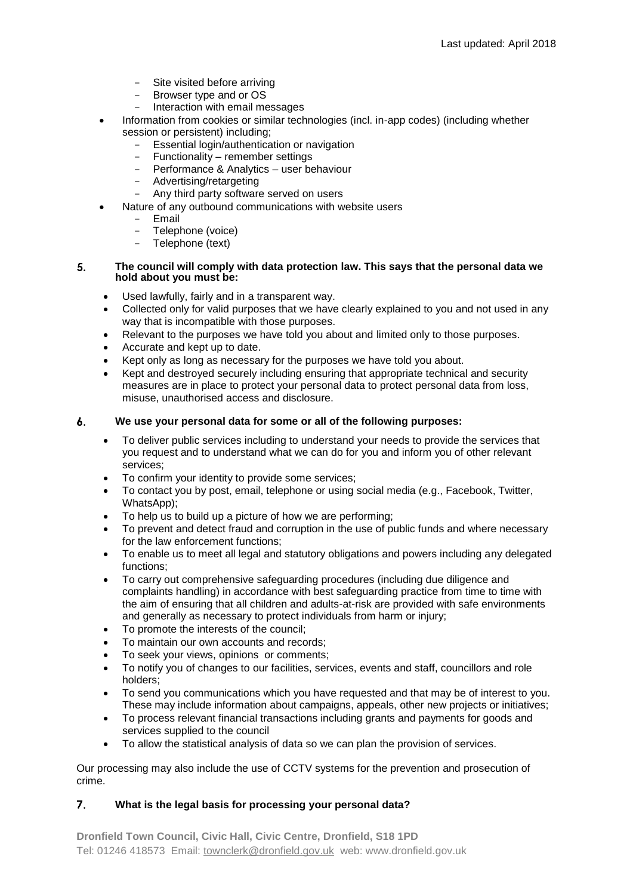- Site visited before arriving
    - Browser type and or OS
    - Interaction with email messages
- Information from cookies or similar technologies (incl. in-app codes) (including whether session or persistent) including;
    - Essential login/authentication or navigation
    - Functionality – remember settings
    - Performance & Analytics – user behaviour
    - Advertising/retargeting
    - Any third party software served on users
- Nature of any outbound communications with website users
    - Email
    - Telephone (voice)
    - Telephone (text)

## 5. The council will comply with data protection law. This says that the personal data we hold about you must be:

- Used lawfully, fairly and in a transparent way.
- Collected only for valid purposes that we have clearly explained to you and not used in any way that is incompatible with those purposes.
- Relevant to the purposes we have told you about and limited only to those purposes.
- Accurate and kept up to date.
- Kept only as long as necessary for the purposes we have told you about.
- Kept and destroyed securely including ensuring that appropriate technical and security measures are in place to protect your personal data to protect personal data from loss, misuse, unauthorised access and disclosure.

## 6. We use your personal data for some or all of the following purposes:

- To deliver public services including to understand your needs to provide the services that you request and to understand what we can do for you and inform you of other relevant services;
- To confirm your identity to provide some services;
- To contact you by post, email, telephone or using social media (e.g., Facebook, Twitter, WhatsApp);
- To help us to build up a picture of how we are performing;
- To prevent and detect fraud and corruption in the use of public funds and where necessary for the law enforcement functions;
- To enable us to meet all legal and statutory obligations and powers including any delegated functions;
- To carry out comprehensive safeguarding procedures (including due diligence and complaints handling) in accordance with best safeguarding practice from time to time with the aim of ensuring that all children and adults-at-risk are provided with safe environments and generally as necessary to protect individuals from harm or injury;
- To promote the interests of the council;
- To maintain our own accounts and records;
- To seek your views, opinions or comments;
- To notify you of changes to our facilities, services, events and staff, councillors and role holders;
- To send you communications which you have requested and that may be of interest to you. These may include information about campaigns, appeals, other new projects or initiatives;
- To process relevant financial transactions including grants and payments for goods and services supplied to the council
- To allow the statistical analysis of data so we can plan the provision of services.

Our processing may also include the use of CCTV systems for the prevention and prosecution of crime.

## 7. What is the legal basis for processing your personal data?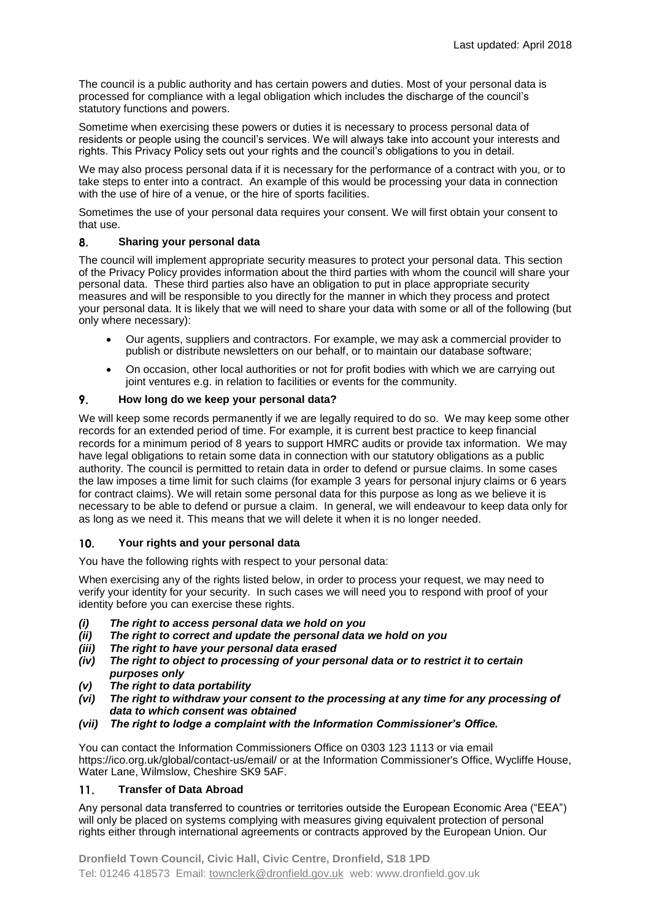The council is a public authority and has certain powers and duties. Most of your personal data is processed for compliance with a legal obligation which includes the discharge of the council's statutory functions and powers.

Sometime when exercising these powers or duties it is necessary to process personal data of residents or people using the council's services. We will always take into account your interests and rights. This Privacy Policy sets out your rights and the council's obligations to you in detail.

We may also process personal data if it is necessary for the performance of a contract with you, or to take steps to enter into a contract. An example of this would be processing your data in connection with the use of hire of a venue, or the hire of sports facilities.

Sometimes the use of your personal data requires your consent. We will first obtain your consent to that use.

## 8. Sharing your personal data

The council will implement appropriate security measures to protect your personal data. This section of the Privacy Policy provides information about the third parties with whom the council will share your personal data. These third parties also have an obligation to put in place appropriate security measures and will be responsible to you directly for the manner in which they process and protect your personal data. It is likely that we will need to share your data with some or all of the following (but only where necessary):

- Our agents, suppliers and contractors. For example, we may ask a commercial provider to publish or distribute newsletters on our behalf, or to maintain our database software;
- On occasion, other local authorities or not for profit bodies with which we are carrying out joint ventures e.g. in relation to facilities or events for the community.

## 9. How long do we keep your personal data?

We will keep some records permanently if we are legally required to do so. We may keep some other records for an extended period of time. For example, it is current best practice to keep financial records for a minimum period of 8 years to support HMRC audits or provide tax information. We may have legal obligations to retain some data in connection with our statutory obligations as a public authority. The council is permitted to retain data in order to defend or pursue claims. In some cases the law imposes a time limit for such claims (for example 3 years for personal injury claims or 6 years for contract claims). We will retain some personal data for this purpose as long as we believe it is necessary to be able to defend or pursue a claim. In general, we will endeavour to keep data only for as long as we need it. This means that we will delete it when it is no longer needed.

## 10. Your rights and your personal data

You have the following rights with respect to your personal data:

When exercising any of the rights listed below, in order to process your request, we may need to verify your identity for your security. In such cases we will need you to respond with proof of your identity before you can exercise these rights.

- ***(i) The right to access personal data we hold on you***
- ***(ii) The right to correct and update the personal data we hold on you***
- ***(iii) The right to have your personal data erased***
- ***(iv) The right to object to processing of your personal data or to restrict it to certain purposes only***
- ***(v) The right to data portability***
- ***(vi) The right to withdraw your consent to the processing at any time for any processing of data to which consent was obtained***
- ***(vii) The right to lodge a complaint with the Information Commissioner's Office.***

You can contact the Information Commissioners Office on 0303 123 1113 or via email https://ico.org.uk/global/contact-us/email/ or at the Information Commissioner's Office, Wycliffe House, Water Lane, Wilmslow, Cheshire SK9 5AF.

## 11. Transfer of Data Abroad

Any personal data transferred to countries or territories outside the European Economic Area ("EEA") will only be placed on systems complying with measures giving equivalent protection of personal rights either through international agreements or contracts approved by the European Union. Our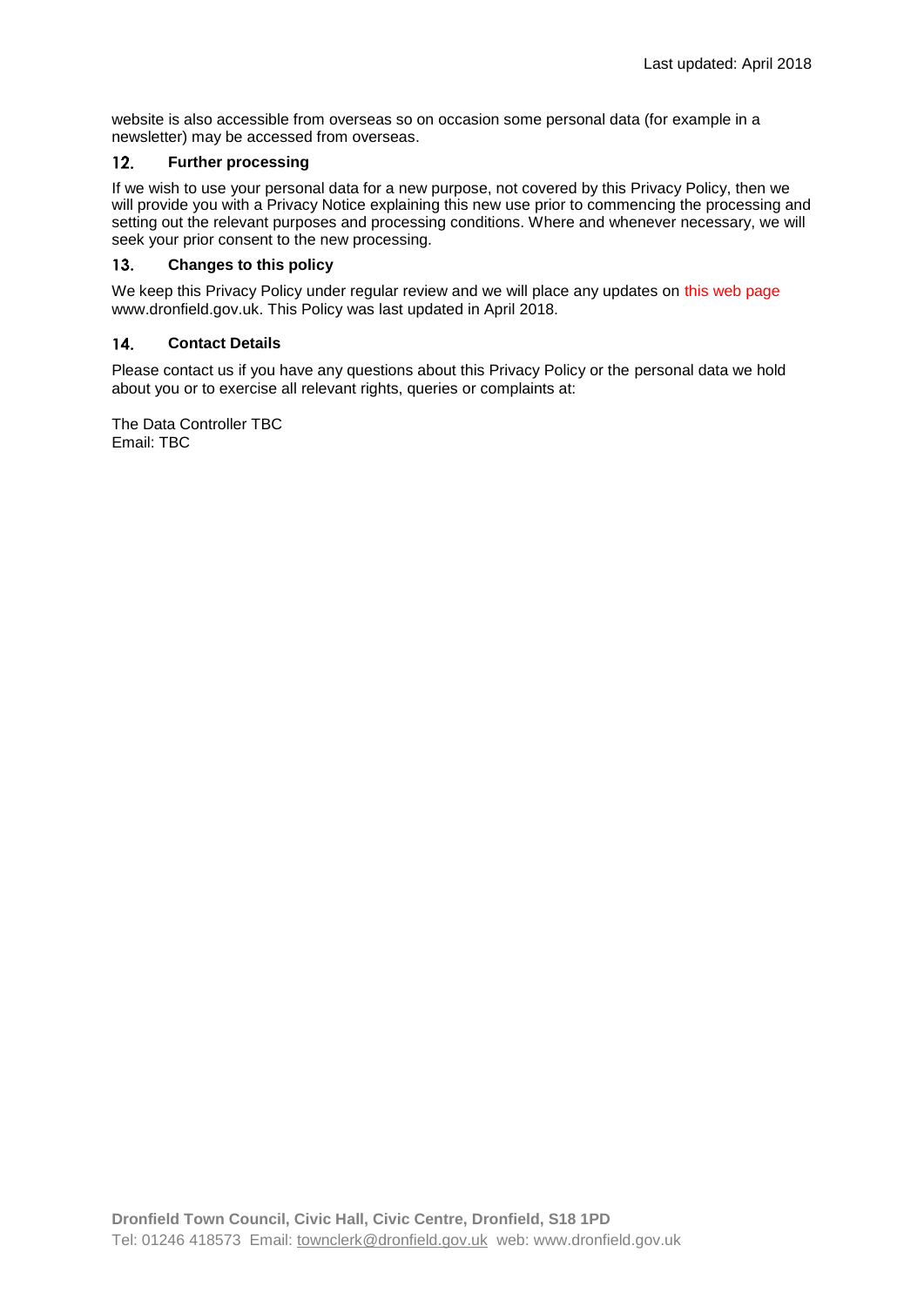website is also accessible from overseas so on occasion some personal data (for example in a newsletter) may be accessed from overseas.

## 12. Further processing

If we wish to use your personal data for a new purpose, not covered by this Privacy Policy, then we will provide you with a Privacy Notice explaining this new use prior to commencing the processing and setting out the relevant purposes and processing conditions. Where and whenever necessary, we will seek your prior consent to the new processing.

## 13. Changes to this policy

We keep this Privacy Policy under regular review and we will place any updates on this web page www.dronfield.gov.uk. This Policy was last updated in April 2018.

## 14. Contact Details

Please contact us if you have any questions about this Privacy Policy or the personal data we hold about you or to exercise all relevant rights, queries or complaints at:

The Data Controller TBC
Email: TBC